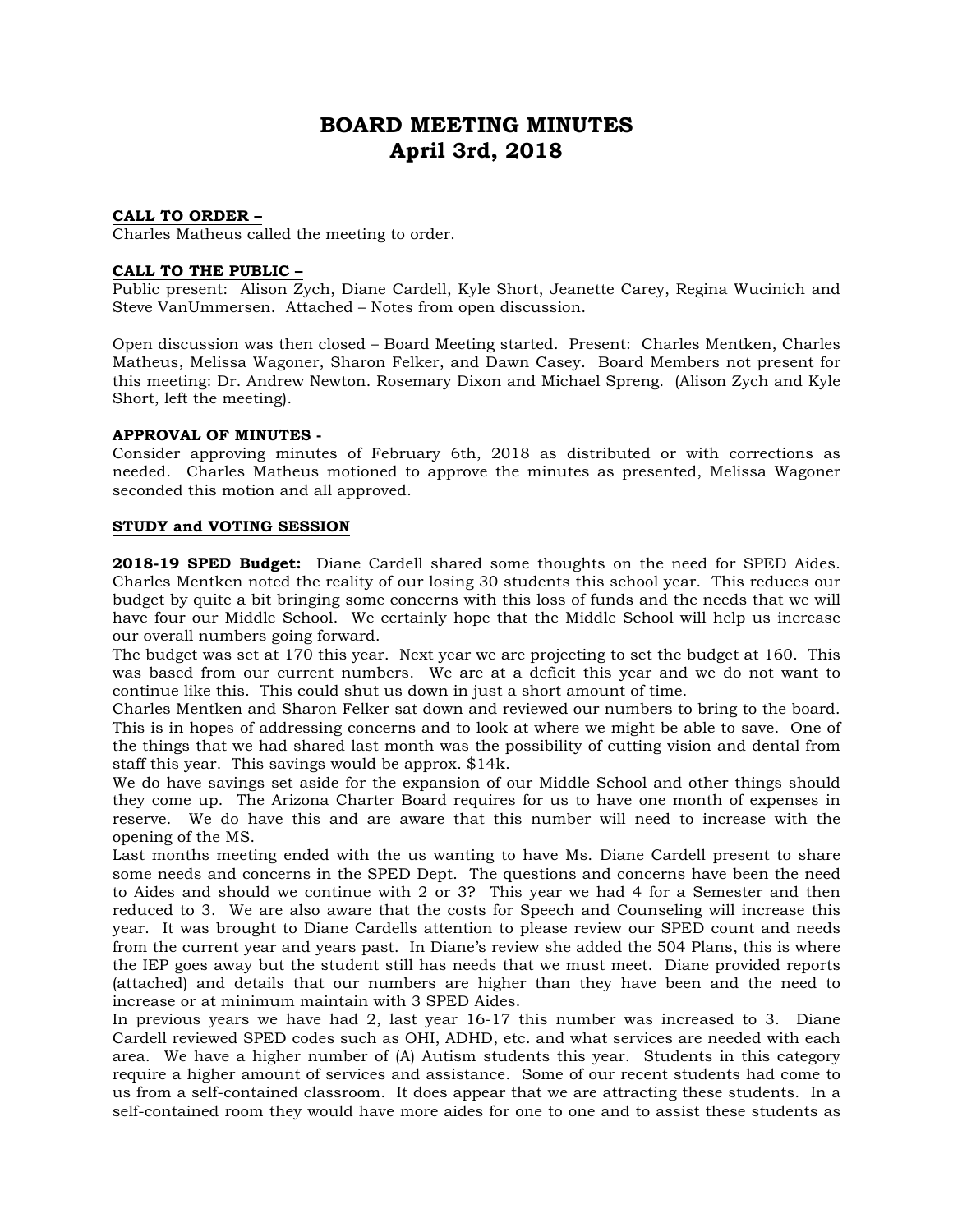# BOARD MEETING MINUTES
# April 3rd, 2018

**CALL TO ORDER –**
Charles Matheus called the meeting to order.

**CALL TO THE PUBLIC –**
Public present: Alison Zych, Diane Cardell, Kyle Short, Jeanette Carey, Regina Wucinich and Steve VanUmmersen. Attached – Notes from open discussion.

Open discussion was then closed – Board Meeting started. Present: Charles Mentken, Charles Matheus, Melissa Wagoner, Sharon Felker, and Dawn Casey. Board Members not present for this meeting: Dr. Andrew Newton. Rosemary Dixon and Michael Spreng. (Alison Zych and Kyle Short, left the meeting).

**APPROVAL OF MINUTES -**
Consider approving minutes of February 6th, 2018 as distributed or with corrections as needed. Charles Matheus motioned to approve the minutes as presented, Melissa Wagoner seconded this motion and all approved.

**STUDY and VOTING SESSION**

**2018-19 SPED Budget:** Diane Cardell shared some thoughts on the need for SPED Aides. Charles Mentken noted the reality of our losing 30 students this school year. This reduces our budget by quite a bit bringing some concerns with this loss of funds and the needs that we will have four our Middle School. We certainly hope that the Middle School will help us increase our overall numbers going forward.
The budget was set at 170 this year. Next year we are projecting to set the budget at 160. This was based from our current numbers. We are at a deficit this year and we do not want to continue like this. This could shut us down in just a short amount of time.
Charles Mentken and Sharon Felker sat down and reviewed our numbers to bring to the board. This is in hopes of addressing concerns and to look at where we might be able to save. One of the things that we had shared last month was the possibility of cutting vision and dental from staff this year. This savings would be approx. $14k.
We do have savings set aside for the expansion of our Middle School and other things should they come up. The Arizona Charter Board requires for us to have one month of expenses in reserve. We do have this and are aware that this number will need to increase with the opening of the MS.
Last months meeting ended with the us wanting to have Ms. Diane Cardell present to share some needs and concerns in the SPED Dept. The questions and concerns have been the need to Aides and should we continue with 2 or 3? This year we had 4 for a Semester and then reduced to 3. We are also aware that the costs for Speech and Counseling will increase this year. It was brought to Diane Cardells attention to please review our SPED count and needs from the current year and years past. In Diane's review she added the 504 Plans, this is where the IEP goes away but the student still has needs that we must meet. Diane provided reports (attached) and details that our numbers are higher than they have been and the need to increase or at minimum maintain with 3 SPED Aides.
In previous years we have had 2, last year 16-17 this number was increased to 3. Diane Cardell reviewed SPED codes such as OHI, ADHD, etc. and what services are needed with each area. We have a higher number of (A) Autism students this year. Students in this category require a higher amount of services and assistance. Some of our recent students had come to us from a self-contained classroom. It does appear that we are attracting these students. In a self-contained room they would have more aides for one to one and to assist these students as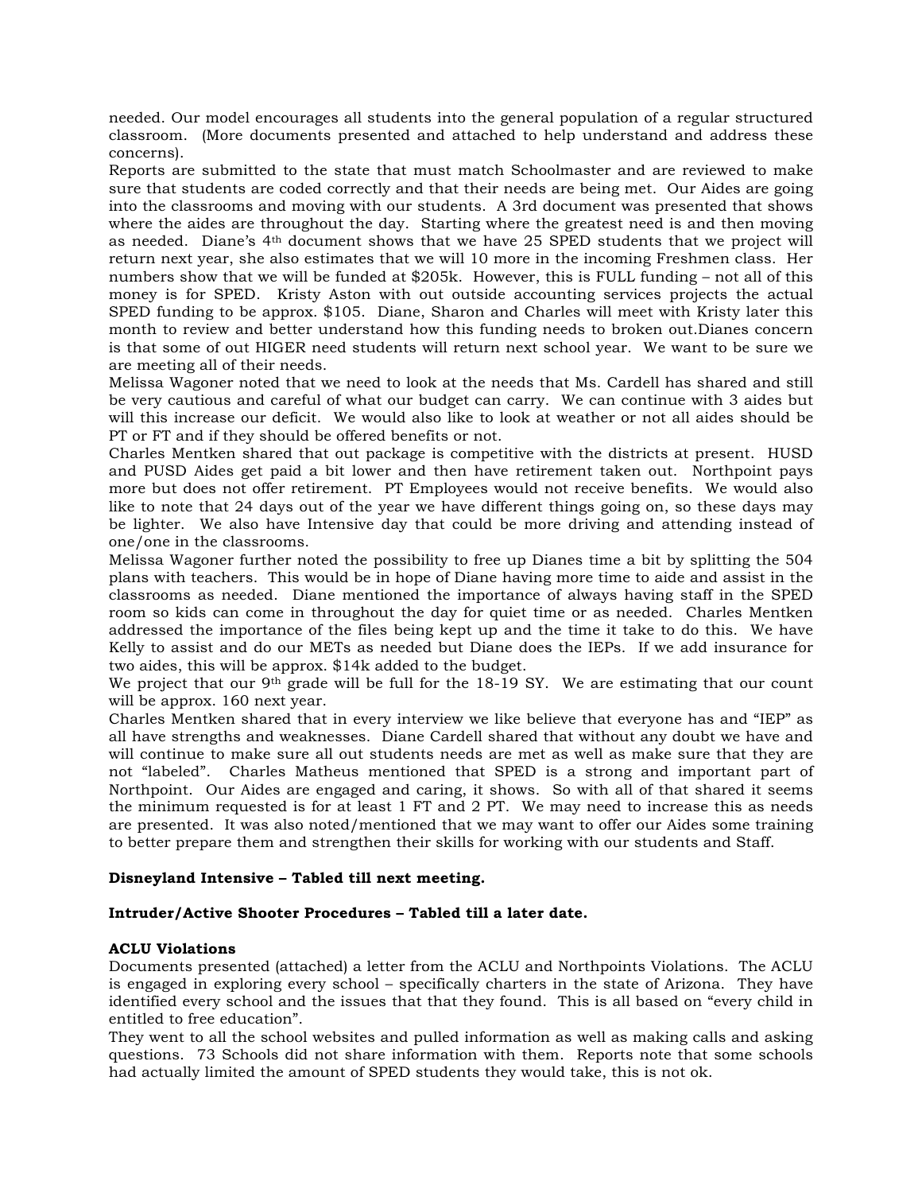needed. Our model encourages all students into the general population of a regular structured classroom. (More documents presented and attached to help understand and address these concerns).

Reports are submitted to the state that must match Schoolmaster and are reviewed to make sure that students are coded correctly and that their needs are being met. Our Aides are going into the classrooms and moving with our students. A 3rd document was presented that shows where the aides are throughout the day. Starting where the greatest need is and then moving as needed. Diane's 4th document shows that we have 25 SPED students that we project will return next year, she also estimates that we will 10 more in the incoming Freshmen class. Her numbers show that we will be funded at $205k. However, this is FULL funding – not all of this money is for SPED. Kristy Aston with out outside accounting services projects the actual SPED funding to be approx. $105. Diane, Sharon and Charles will meet with Kristy later this month to review and better understand how this funding needs to broken out.Dianes concern is that some of out HIGER need students will return next school year. We want to be sure we are meeting all of their needs.

Melissa Wagoner noted that we need to look at the needs that Ms. Cardell has shared and still be very cautious and careful of what our budget can carry. We can continue with 3 aides but will this increase our deficit. We would also like to look at weather or not all aides should be PT or FT and if they should be offered benefits or not.

Charles Mentken shared that out package is competitive with the districts at present. HUSD and PUSD Aides get paid a bit lower and then have retirement taken out. Northpoint pays more but does not offer retirement. PT Employees would not receive benefits. We would also like to note that 24 days out of the year we have different things going on, so these days may be lighter. We also have Intensive day that could be more driving and attending instead of one/one in the classrooms.

Melissa Wagoner further noted the possibility to free up Dianes time a bit by splitting the 504 plans with teachers. This would be in hope of Diane having more time to aide and assist in the classrooms as needed. Diane mentioned the importance of always having staff in the SPED room so kids can come in throughout the day for quiet time or as needed. Charles Mentken addressed the importance of the files being kept up and the time it take to do this. We have Kelly to assist and do our METs as needed but Diane does the IEPs. If we add insurance for two aides, this will be approx. $14k added to the budget.

We project that our 9th grade will be full for the 18-19 SY. We are estimating that our count will be approx. 160 next year.

Charles Mentken shared that in every interview we like believe that everyone has and "IEP" as all have strengths and weaknesses. Diane Cardell shared that without any doubt we have and will continue to make sure all out students needs are met as well as make sure that they are not "labeled". Charles Matheus mentioned that SPED is a strong and important part of Northpoint. Our Aides are engaged and caring, it shows. So with all of that shared it seems the minimum requested is for at least 1 FT and 2 PT. We may need to increase this as needs are presented. It was also noted/mentioned that we may want to offer our Aides some training to better prepare them and strengthen their skills for working with our students and Staff.

**Disneyland Intensive – Tabled till next meeting.**

**Intruder/Active Shooter Procedures – Tabled till a later date.**

**ACLU Violations**

Documents presented (attached) a letter from the ACLU and Northpoints Violations. The ACLU is engaged in exploring every school – specifically charters in the state of Arizona. They have identified every school and the issues that that they found. This is all based on "every child in entitled to free education".

They went to all the school websites and pulled information as well as making calls and asking questions. 73 Schools did not share information with them. Reports note that some schools had actually limited the amount of SPED students they would take, this is not ok.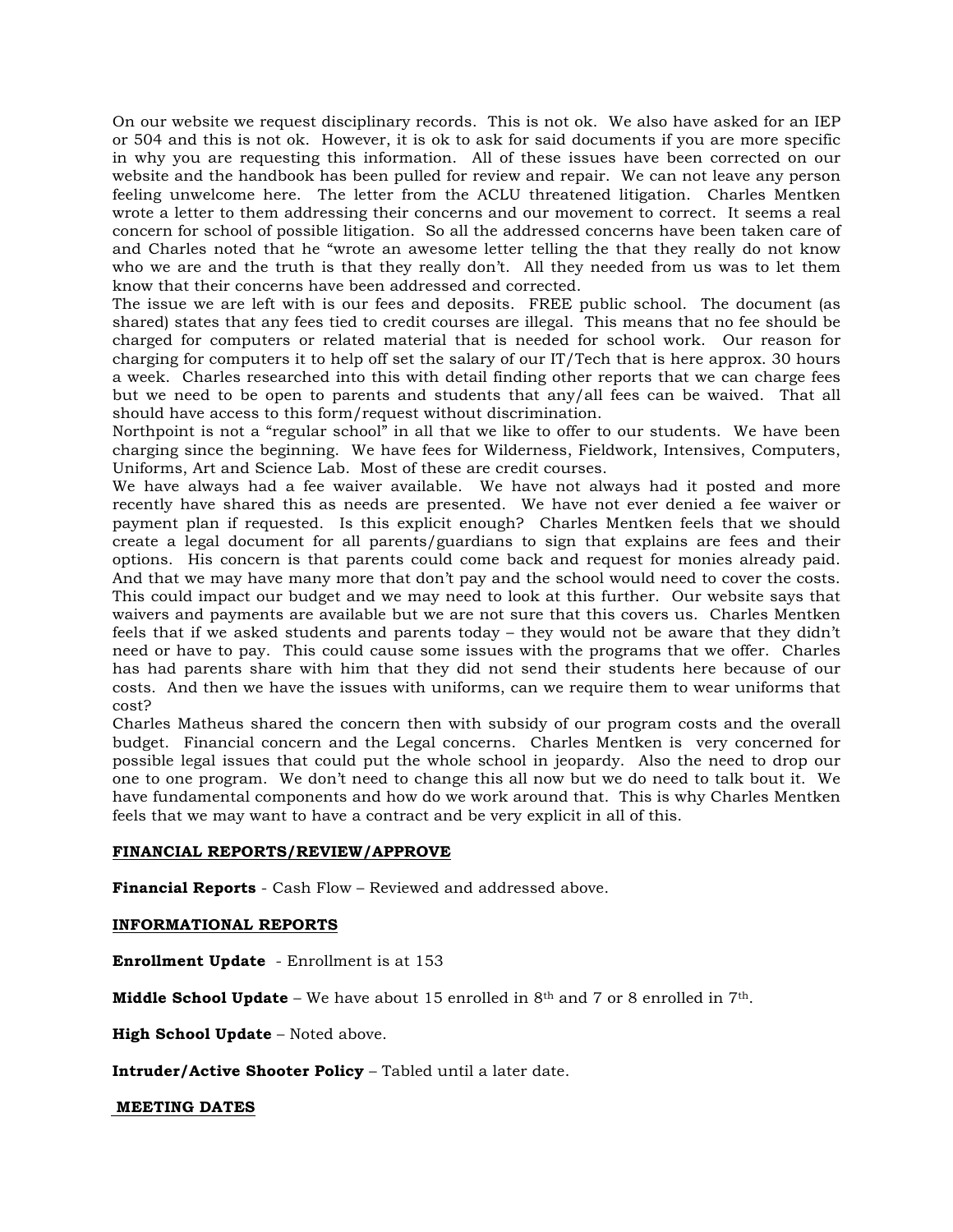On our website we request disciplinary records. This is not ok. We also have asked for an IEP or 504 and this is not ok. However, it is ok to ask for said documents if you are more specific in why you are requesting this information. All of these issues have been corrected on our website and the handbook has been pulled for review and repair. We can not leave any person feeling unwelcome here. The letter from the ACLU threatened litigation. Charles Mentken wrote a letter to them addressing their concerns and our movement to correct. It seems a real concern for school of possible litigation. So all the addressed concerns have been taken care of and Charles noted that he "wrote an awesome letter telling the that they really do not know who we are and the truth is that they really don't. All they needed from us was to let them know that their concerns have been addressed and corrected.

The issue we are left with is our fees and deposits. FREE public school. The document (as shared) states that any fees tied to credit courses are illegal. This means that no fee should be charged for computers or related material that is needed for school work. Our reason for charging for computers it to help off set the salary of our IT/Tech that is here approx. 30 hours a week. Charles researched into this with detail finding other reports that we can charge fees but we need to be open to parents and students that any/all fees can be waived. That all should have access to this form/request without discrimination.

Northpoint is not a "regular school" in all that we like to offer to our students. We have been charging since the beginning. We have fees for Wilderness, Fieldwork, Intensives, Computers, Uniforms, Art and Science Lab. Most of these are credit courses.

We have always had a fee waiver available. We have not always had it posted and more recently have shared this as needs are presented. We have not ever denied a fee waiver or payment plan if requested. Is this explicit enough? Charles Mentken feels that we should create a legal document for all parents/guardians to sign that explains are fees and their options. His concern is that parents could come back and request for monies already paid. And that we may have many more that don't pay and the school would need to cover the costs. This could impact our budget and we may need to look at this further. Our website says that waivers and payments are available but we are not sure that this covers us. Charles Mentken feels that if we asked students and parents today – they would not be aware that they didn't need or have to pay. This could cause some issues with the programs that we offer. Charles has had parents share with him that they did not send their students here because of our costs. And then we have the issues with uniforms, can we require them to wear uniforms that cost?

Charles Matheus shared the concern then with subsidy of our program costs and the overall budget. Financial concern and the Legal concerns. Charles Mentken is very concerned for possible legal issues that could put the whole school in jeopardy. Also the need to drop our one to one program. We don't need to change this all now but we do need to talk bout it. We have fundamental components and how do we work around that. This is why Charles Mentken feels that we may want to have a contract and be very explicit in all of this.

**FINANCIAL REPORTS/REVIEW/APPROVE**

**Financial Reports** - Cash Flow – Reviewed and addressed above.

**INFORMATIONAL REPORTS**

**Enrollment Update** - Enrollment is at 153

**Middle School Update** – We have about 15 enrolled in 8th and 7 or 8 enrolled in 7th.

**High School Update** – Noted above.

**Intruder/Active Shooter Policy** – Tabled until a later date.

**MEETING DATES**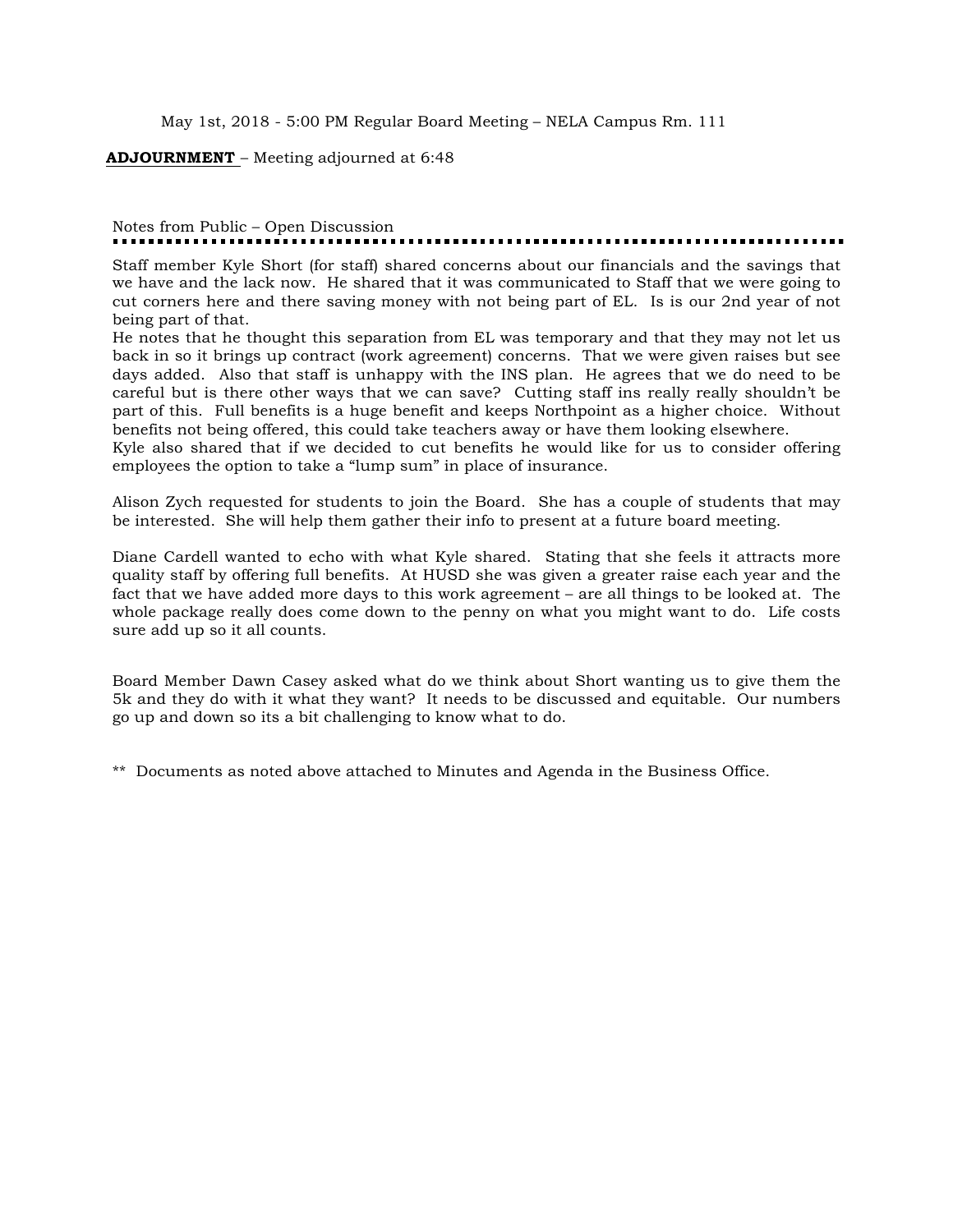May 1st, 2018 - 5:00 PM Regular Board Meeting – NELA Campus Rm. 111

**ADJOURNMENT** – Meeting adjourned at 6:48

Notes from Public – Open Discussion

Staff member Kyle Short (for staff) shared concerns about our financials and the savings that we have and the lack now. He shared that it was communicated to Staff that we were going to cut corners here and there saving money with not being part of EL. Is is our 2nd year of not being part of that.
He notes that he thought this separation from EL was temporary and that they may not let us back in so it brings up contract (work agreement) concerns. That we were given raises but see days added. Also that staff is unhappy with the INS plan. He agrees that we do need to be careful but is there other ways that we can save? Cutting staff ins really really shouldn't be part of this. Full benefits is a huge benefit and keeps Northpoint as a higher choice. Without benefits not being offered, this could take teachers away or have them looking elsewhere.
Kyle also shared that if we decided to cut benefits he would like for us to consider offering employees the option to take a "lump sum" in place of insurance.

Alison Zych requested for students to join the Board. She has a couple of students that may be interested. She will help them gather their info to present at a future board meeting.

Diane Cardell wanted to echo with what Kyle shared. Stating that she feels it attracts more quality staff by offering full benefits. At HUSD she was given a greater raise each year and the fact that we have added more days to this work agreement – are all things to be looked at. The whole package really does come down to the penny on what you might want to do. Life costs sure add up so it all counts.

Board Member Dawn Casey asked what do we think about Short wanting us to give them the 5k and they do with it what they want? It needs to be discussed and equitable. Our numbers go up and down so its a bit challenging to know what to do.

** Documents as noted above attached to Minutes and Agenda in the Business Office.